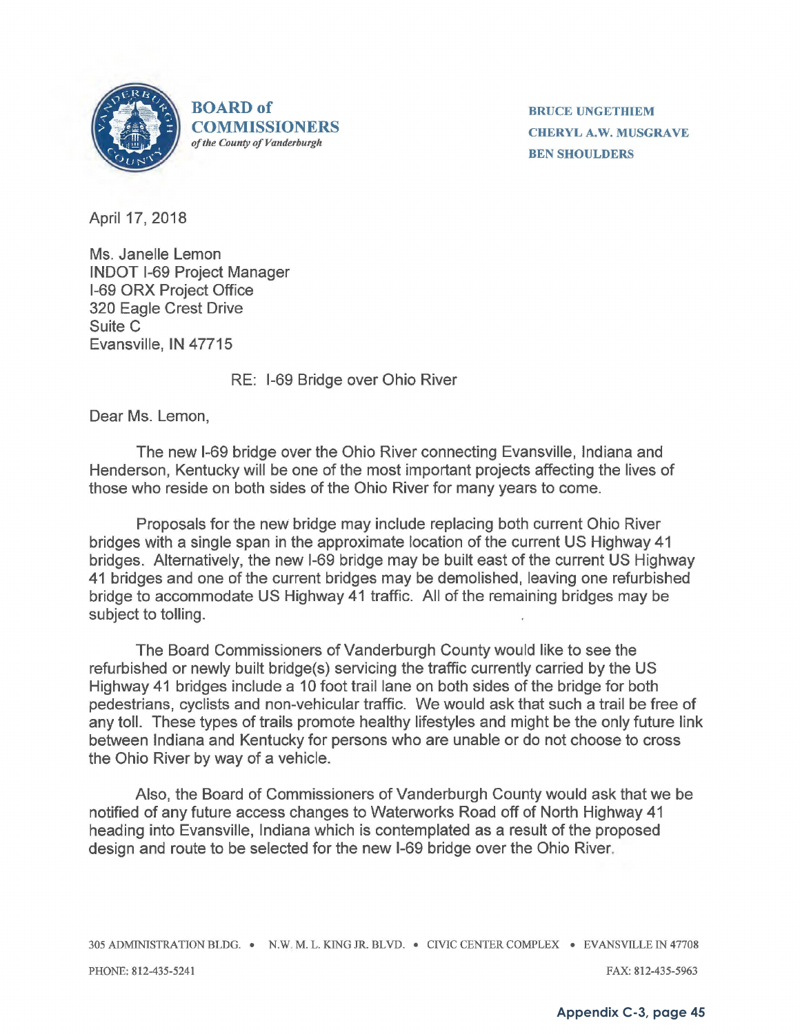**BOARD of COMMISSIONERS**
*of the County of Vanderburgh*

**BRUCE UNGETHIEM**
**CHERYL A.W. MUSGRAVE**
**BEN SHOULDERS**

April 17, 2018

Ms. Janelle Lemon
INDOT I-69 Project Manager
I-69 ORX Project Office
320 Eagle Crest Drive
Suite C
Evansville, IN 47715

RE: I-69 Bridge over Ohio River

Dear Ms. Lemon,

The new I-69 bridge over the Ohio River connecting Evansville, Indiana and Henderson, Kentucky will be one of the most important projects affecting the lives of those who reside on both sides of the Ohio River for many years to come.

Proposals for the new bridge may include replacing both current Ohio River bridges with a single span in the approximate location of the current US Highway 41 bridges. Alternatively, the new I-69 bridge may be built east of the current US Highway 41 bridges and one of the current bridges may be demolished, leaving one refurbished bridge to accommodate US Highway 41 traffic. All of the remaining bridges may be subject to tolling.

The Board Commissioners of Vanderburgh County would like to see the refurbished or newly built bridge(s) servicing the traffic currently carried by the US Highway 41 bridges include a 10 foot trail lane on both sides of the bridge for both pedestrians, cyclists and non-vehicular traffic. We would ask that such a trail be free of any toll. These types of trails promote healthy lifestyles and might be the only future link between Indiana and Kentucky for persons who are unable or do not choose to cross the Ohio River by way of a vehicle.

Also, the Board of Commissioners of Vanderburgh County would ask that we be notified of any future access changes to Waterworks Road off of North Highway 41 heading into Evansville, Indiana which is contemplated as a result of the proposed design and route to be selected for the new I-69 bridge over the Ohio River.

305 ADMINISTRATION BLDG. • N.W. M. L. KING JR. BLVD. • CIVIC CENTER COMPLEX • EVANSVILLE IN 47708
PHONE: 812-435-5241 FAX: 812-435-5963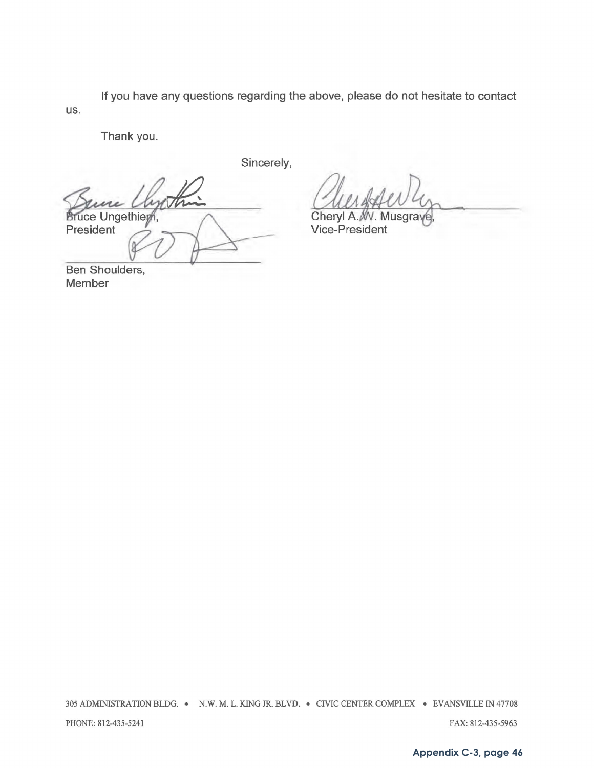If you have any questions regarding the above, please do not hesitate to contact us.

Thank you.

Sincerely,

Bruce Ungethiem,
President

Cheryl A.W. Musgrave,
Vice-President

Ben Shoulders,
Member

305 ADMINISTRATION BLDG. • N.W. M. L. KING JR. BLVD. • CIVIC CENTER COMPLEX • EVANSVILLE IN 47708

PHONE: 812-435-5241 FAX: 812-435-5963